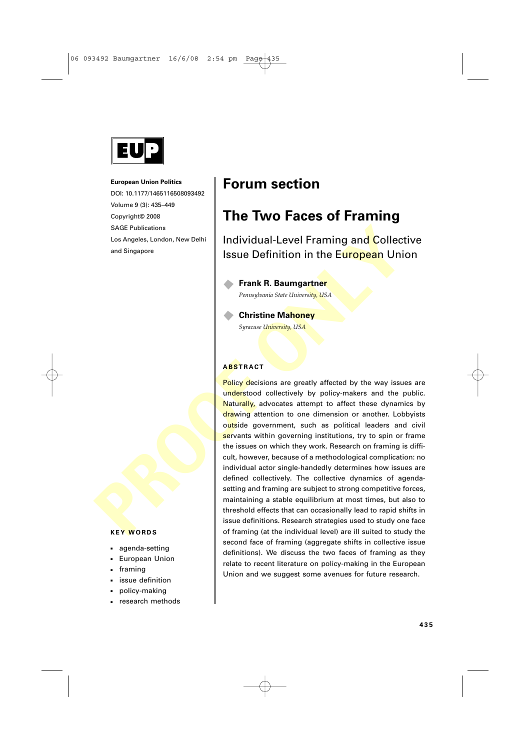EUP

**European Union Politics**
DOI: 10.1177/1465116508093492
Volume 9 (3): 435–449
Copyright© 2008
SAGE Publications
Los Angeles, London, New Delhi and Singapore

# Forum section

# The Two Faces of Framing

## Individual-Level Framing and Collective Issue Definition in the European Union

**Frank R. Baumgartner**
*Pennsylvania State University, USA*

**Christine Mahoney**
*Syracuse University, USA*

**ABSTRACT**

Policy decisions are greatly affected by the way issues are understood collectively by policy-makers and the public. Naturally, advocates attempt to affect these dynamics by drawing attention to one dimension or another. Lobbyists outside government, such as political leaders and civil servants within governing institutions, try to spin or frame the issues on which they work. Research on framing is difficult, however, because of a methodological complication: no individual actor single-handedly determines how issues are defined collectively. The collective dynamics of agenda-setting and framing are subject to strong competitive forces, maintaining a stable equilibrium at most times, but also to threshold effects that can occasionally lead to rapid shifts in issue definitions. Research strategies used to study one face of framing (at the individual level) are ill suited to study the second face of framing (aggregate shifts in collective issue definitions). We discuss the two faces of framing as they relate to recent literature on policy-making in the European Union and we suggest some avenues for future research.

**KEY WORDS**

- agenda-setting
- European Union
- framing
- issue definition
- policy-making
- research methods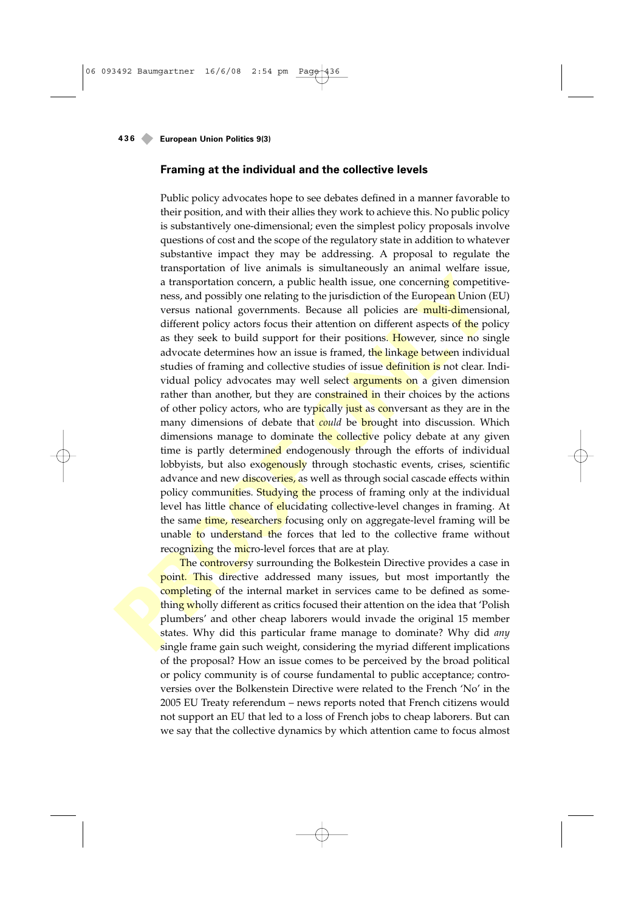## Framing at the individual and the collective levels

Public policy advocates hope to see debates defined in a manner favorable to their position, and with their allies they work to achieve this. No public policy is substantively one-dimensional; even the simplest policy proposals involve questions of cost and the scope of the regulatory state in addition to whatever substantive impact they may be addressing. A proposal to regulate the transportation of live animals is simultaneously an animal welfare issue, a transportation concern, a public health issue, one concerning competitiveness, and possibly one relating to the jurisdiction of the European Union (EU) versus national governments. Because all policies are multi-dimensional, different policy actors focus their attention on different aspects of the policy as they seek to build support for their positions. However, since no single advocate determines how an issue is framed, the linkage between individual studies of framing and collective studies of issue definition is not clear. Individual policy advocates may well select arguments on a given dimension rather than another, but they are constrained in their choices by the actions of other policy actors, who are typically just as conversant as they are in the many dimensions of debate that *could* be brought into discussion. Which dimensions manage to dominate the collective policy debate at any given time is partly determined endogenously through the efforts of individual lobbyists, but also exogenously through stochastic events, crises, scientific advance and new discoveries, as well as through social cascade effects within policy communities. Studying the process of framing only at the individual level has little chance of elucidating collective-level changes in framing. At the same time, researchers focusing only on aggregate-level framing will be unable to understand the forces that led to the collective frame without recognizing the micro-level forces that are at play.

The controversy surrounding the Bolkestein Directive provides a case in point. This directive addressed many issues, but most importantly the completing of the internal market in services came to be defined as something wholly different as critics focused their attention on the idea that 'Polish plumbers' and other cheap laborers would invade the original 15 member states. Why did this particular frame manage to dominate? Why did *any* single frame gain such weight, considering the myriad different implications of the proposal? How an issue comes to be perceived by the broad political or policy community is of course fundamental to public acceptance; controversies over the Bolkenstein Directive were related to the French 'No' in the 2005 EU Treaty referendum – news reports noted that French citizens would not support an EU that led to a loss of French jobs to cheap laborers. But can we say that the collective dynamics by which attention came to focus almost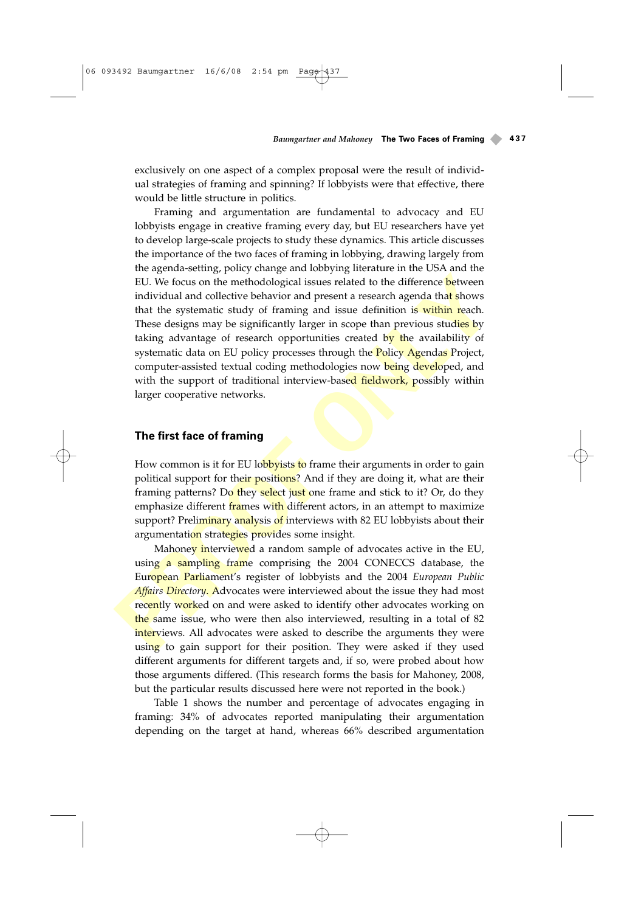exclusively on one aspect of a complex proposal were the result of individual strategies of framing and spinning? If lobbyists were that effective, there would be little structure in politics.

Framing and argumentation are fundamental to advocacy and EU lobbyists engage in creative framing every day, but EU researchers have yet to develop large-scale projects to study these dynamics. This article discusses the importance of the two faces of framing in lobbying, drawing largely from the agenda-setting, policy change and lobbying literature in the USA and the EU. We focus on the methodological issues related to the difference between individual and collective behavior and present a research agenda that shows that the systematic study of framing and issue definition is within reach. These designs may be significantly larger in scope than previous studies by taking advantage of research opportunities created by the availability of systematic data on EU policy processes through the Policy Agendas Project, computer-assisted textual coding methodologies now being developed, and with the support of traditional interview-based fieldwork, possibly within larger cooperative networks.

## The first face of framing

How common is it for EU lobbyists to frame their arguments in order to gain political support for their positions? And if they are doing it, what are their framing patterns? Do they select just one frame and stick to it? Or, do they emphasize different frames with different actors, in an attempt to maximize support? Preliminary analysis of interviews with 82 EU lobbyists about their argumentation strategies provides some insight.

Mahoney interviewed a random sample of advocates active in the EU, using a sampling frame comprising the 2004 CONECCS database, the European Parliament's register of lobbyists and the 2004 *European Public Affairs Directory*. Advocates were interviewed about the issue they had most recently worked on and were asked to identify other advocates working on the same issue, who were then also interviewed, resulting in a total of 82 interviews. All advocates were asked to describe the arguments they were using to gain support for their position. They were asked if they used different arguments for different targets and, if so, were probed about how those arguments differed. (This research forms the basis for Mahoney, 2008, but the particular results discussed here were not reported in the book.)

Table 1 shows the number and percentage of advocates engaging in framing: 34% of advocates reported manipulating their argumentation depending on the target at hand, whereas 66% described argumentation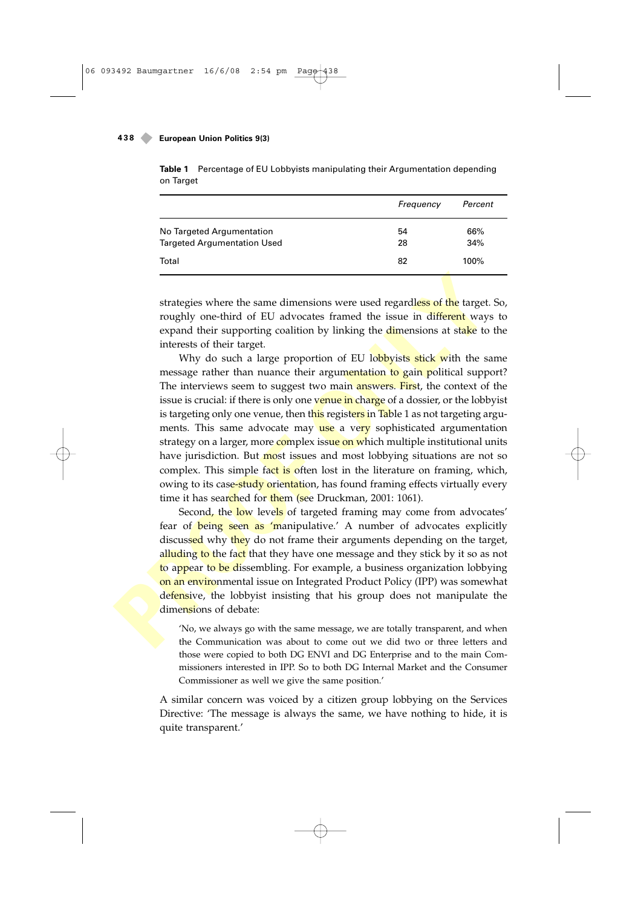**Table 1** Percentage of EU Lobbyists manipulating their Argumentation depending on Target

| | *Frequency* | *Percent* |
|---|---|---|
| No Targeted Argumentation | 54 | 66% |
| Targeted Argumentation Used | 28 | 34% |
| Total | 82 | 100% |

strategies where the same dimensions were used regardless of the target. So, roughly one-third of EU advocates framed the issue in different ways to expand their supporting coalition by linking the dimensions at stake to the interests of their target.

Why do such a large proportion of EU lobbyists stick with the same message rather than nuance their argumentation to gain political support? The interviews seem to suggest two main answers. First, the context of the issue is crucial: if there is only one venue in charge of a dossier, or the lobbyist is targeting only one venue, then this registers in Table 1 as not targeting arguments. This same advocate may use a very sophisticated argumentation strategy on a larger, more complex issue on which multiple institutional units have jurisdiction. But most issues and most lobbying situations are not so complex. This simple fact is often lost in the literature on framing, which, owing to its case-study orientation, has found framing effects virtually every time it has searched for them (see Druckman, 2001: 1061).

Second, the low levels of targeted framing may come from advocates' fear of being seen as 'manipulative.' A number of advocates explicitly discussed why they do not frame their arguments depending on the target, alluding to the fact that they have one message and they stick by it so as not to appear to be dissembling. For example, a business organization lobbying on an environmental issue on Integrated Product Policy (IPP) was somewhat defensive, the lobbyist insisting that his group does not manipulate the dimensions of debate:

> 'No, we always go with the same message, we are totally transparent, and when the Communication was about to come out we did two or three letters and those were copied to both DG ENVI and DG Enterprise and to the main Commissioners interested in IPP. So to both DG Internal Market and the Consumer Commissioner as well we give the same position.'

A similar concern was voiced by a citizen group lobbying on the Services Directive: 'The message is always the same, we have nothing to hide, it is quite transparent.'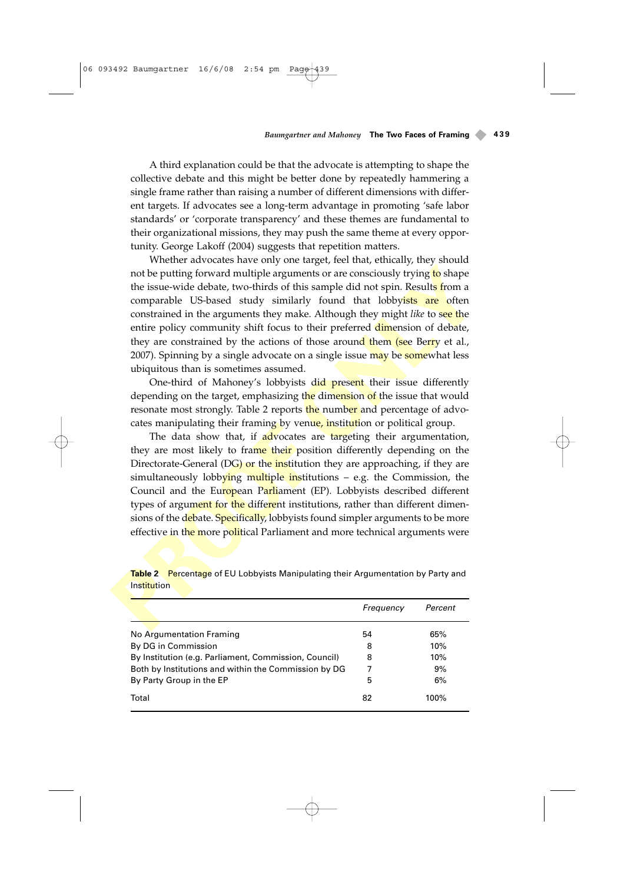A third explanation could be that the advocate is attempting to shape the collective debate and this might be better done by repeatedly hammering a single frame rather than raising a number of different dimensions with different targets. If advocates see a long-term advantage in promoting 'safe labor standards' or 'corporate transparency' and these themes are fundamental to their organizational missions, they may push the same theme at every opportunity. George Lakoff (2004) suggests that repetition matters.

Whether advocates have only one target, feel that, ethically, they should not be putting forward multiple arguments or are consciously trying to shape the issue-wide debate, two-thirds of this sample did not spin. Results from a comparable US-based study similarly found that lobbyists are often constrained in the arguments they make. Although they might *like* to see the entire policy community shift focus to their preferred dimension of debate, they are constrained by the actions of those around them (see Berry et al., 2007). Spinning by a single advocate on a single issue may be somewhat less ubiquitous than is sometimes assumed.

One-third of Mahoney's lobbyists did present their issue differently depending on the target, emphasizing the dimension of the issue that would resonate most strongly. Table 2 reports the number and percentage of advocates manipulating their framing by venue, institution or political group.

The data show that, if advocates are targeting their argumentation, they are most likely to frame their position differently depending on the Directorate-General (DG) or the institution they are approaching, if they are simultaneously lobbying multiple institutions – e.g. the Commission, the Council and the European Parliament (EP). Lobbyists described different types of argument for the different institutions, rather than different dimensions of the debate. Specifically, lobbyists found simpler arguments to be more effective in the more political Parliament and more technical arguments were

**Table 2** Percentage of EU Lobbyists Manipulating their Argumentation by Party and Institution

| | *Frequency* | *Percent* |
|---|---|---|
| No Argumentation Framing | 54 | 65% |
| By DG in Commission | 8 | 10% |
| By Institution (e.g. Parliament, Commission, Council) | 8 | 10% |
| Both by Institutions and within the Commission by DG | 7 | 9% |
| By Party Group in the EP | 5 | 6% |
| Total | 82 | 100% |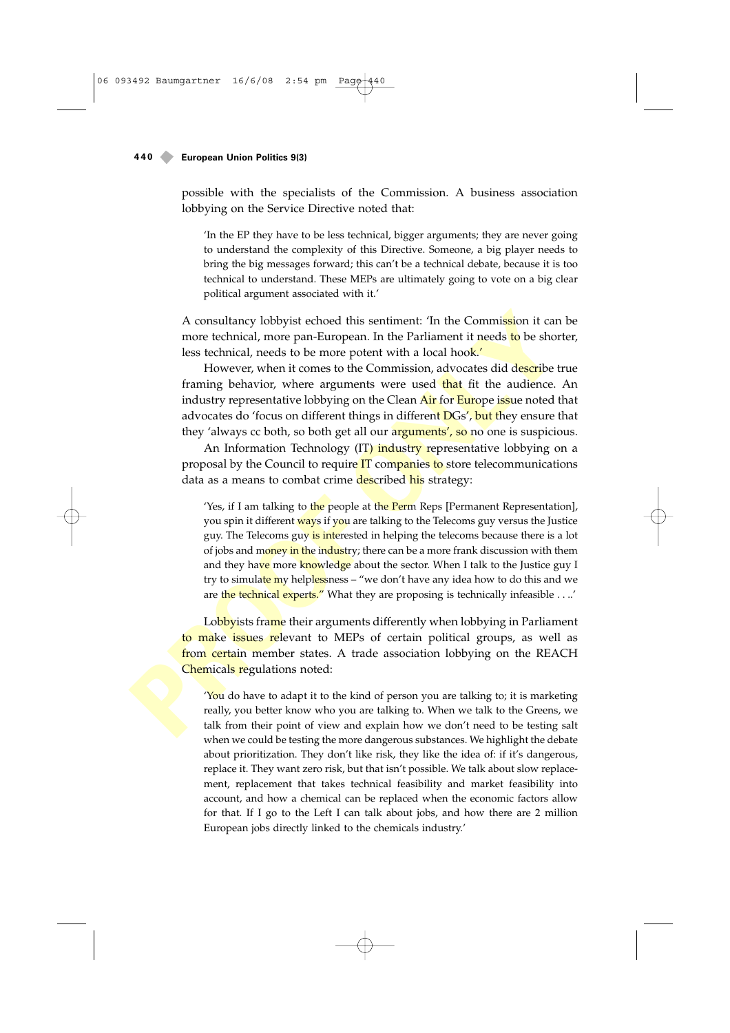possible with the specialists of the Commission. A business association lobbying on the Service Directive noted that:

> 'In the EP they have to be less technical, bigger arguments; they are never going to understand the complexity of this Directive. Someone, a big player needs to bring the big messages forward; this can't be a technical debate, because it is too technical to understand. These MEPs are ultimately going to vote on a big clear political argument associated with it.'

A consultancy lobbyist echoed this sentiment: 'In the Commission it can be more technical, more pan-European. In the Parliament it needs to be shorter, less technical, needs to be more potent with a local hook.'

However, when it comes to the Commission, advocates did describe true framing behavior, where arguments were used that fit the audience. An industry representative lobbying on the Clean Air for Europe issue noted that advocates do 'focus on different things in different DGs', but they ensure that they 'always cc both, so both get all our arguments', so no one is suspicious.

An Information Technology (IT) industry representative lobbying on a proposal by the Council to require IT companies to store telecommunications data as a means to combat crime described his strategy:

> 'Yes, if I am talking to the people at the Perm Reps [Permanent Representation], you spin it different ways if you are talking to the Telecoms guy versus the Justice guy. The Telecoms guy is interested in helping the telecoms because there is a lot of jobs and money in the industry; there can be a more frank discussion with them and they have more knowledge about the sector. When I talk to the Justice guy I try to simulate my helplessness – "we don't have any idea how to do this and we are the technical experts." What they are proposing is technically infeasible . . ..'

Lobbyists frame their arguments differently when lobbying in Parliament to make issues relevant to MEPs of certain political groups, as well as from certain member states. A trade association lobbying on the REACH Chemicals regulations noted:

> 'You do have to adapt it to the kind of person you are talking to; it is marketing really, you better know who you are talking to. When we talk to the Greens, we talk from their point of view and explain how we don't need to be testing salt when we could be testing the more dangerous substances. We highlight the debate about prioritization. They don't like risk, they like the idea of: if it's dangerous, replace it. They want zero risk, but that isn't possible. We talk about slow replacement, replacement that takes technical feasibility and market feasibility into account, and how a chemical can be replaced when the economic factors allow for that. If I go to the Left I can talk about jobs, and how there are 2 million European jobs directly linked to the chemicals industry.'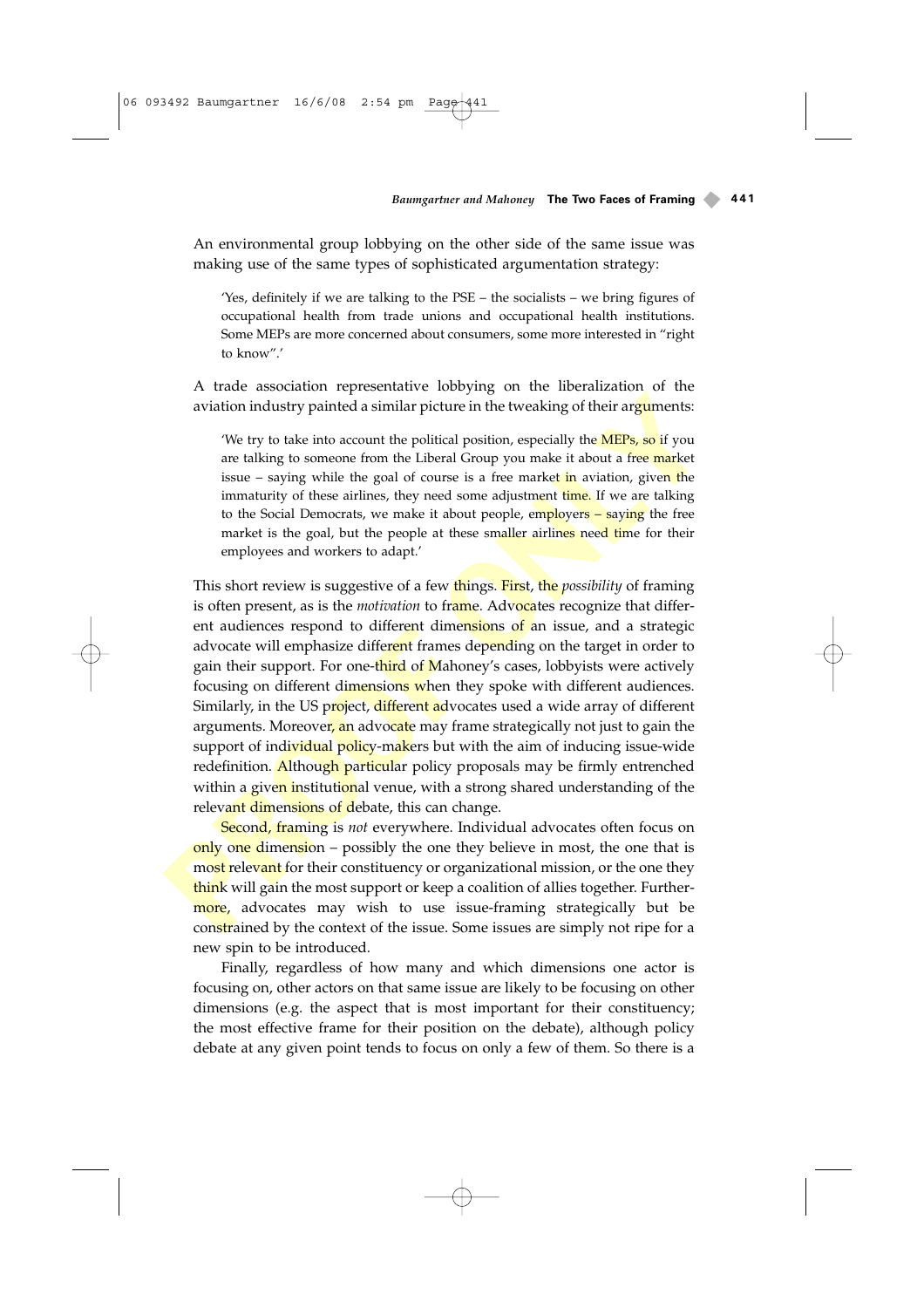An environmental group lobbying on the other side of the same issue was making use of the same types of sophisticated argumentation strategy:

> 'Yes, definitely if we are talking to the PSE – the socialists – we bring figures of occupational health from trade unions and occupational health institutions. Some MEPs are more concerned about consumers, some more interested in "right to know".'

A trade association representative lobbying on the liberalization of the aviation industry painted a similar picture in the tweaking of their arguments:

> 'We try to take into account the political position, especially the MEPs, so if you are talking to someone from the Liberal Group you make it about a free market issue – saying while the goal of course is a free market in aviation, given the immaturity of these airlines, they need some adjustment time. If we are talking to the Social Democrats, we make it about people, employers – saying the free market is the goal, but the people at these smaller airlines need time for their employees and workers to adapt.'

This short review is suggestive of a few things. First, the *possibility* of framing is often present, as is the *motivation* to frame. Advocates recognize that different audiences respond to different dimensions of an issue, and a strategic advocate will emphasize different frames depending on the target in order to gain their support. For one-third of Mahoney's cases, lobbyists were actively focusing on different dimensions when they spoke with different audiences. Similarly, in the US project, different advocates used a wide array of different arguments. Moreover, an advocate may frame strategically not just to gain the support of individual policy-makers but with the aim of inducing issue-wide redefinition. Although particular policy proposals may be firmly entrenched within a given institutional venue, with a strong shared understanding of the relevant dimensions of debate, this can change.

Second, framing is *not* everywhere. Individual advocates often focus on only one dimension – possibly the one they believe in most, the one that is most relevant for their constituency or organizational mission, or the one they think will gain the most support or keep a coalition of allies together. Furthermore, advocates may wish to use issue-framing strategically but be constrained by the context of the issue. Some issues are simply not ripe for a new spin to be introduced.

Finally, regardless of how many and which dimensions one actor is focusing on, other actors on that same issue are likely to be focusing on other dimensions (e.g. the aspect that is most important for their constituency; the most effective frame for their position on the debate), although policy debate at any given point tends to focus on only a few of them. So there is a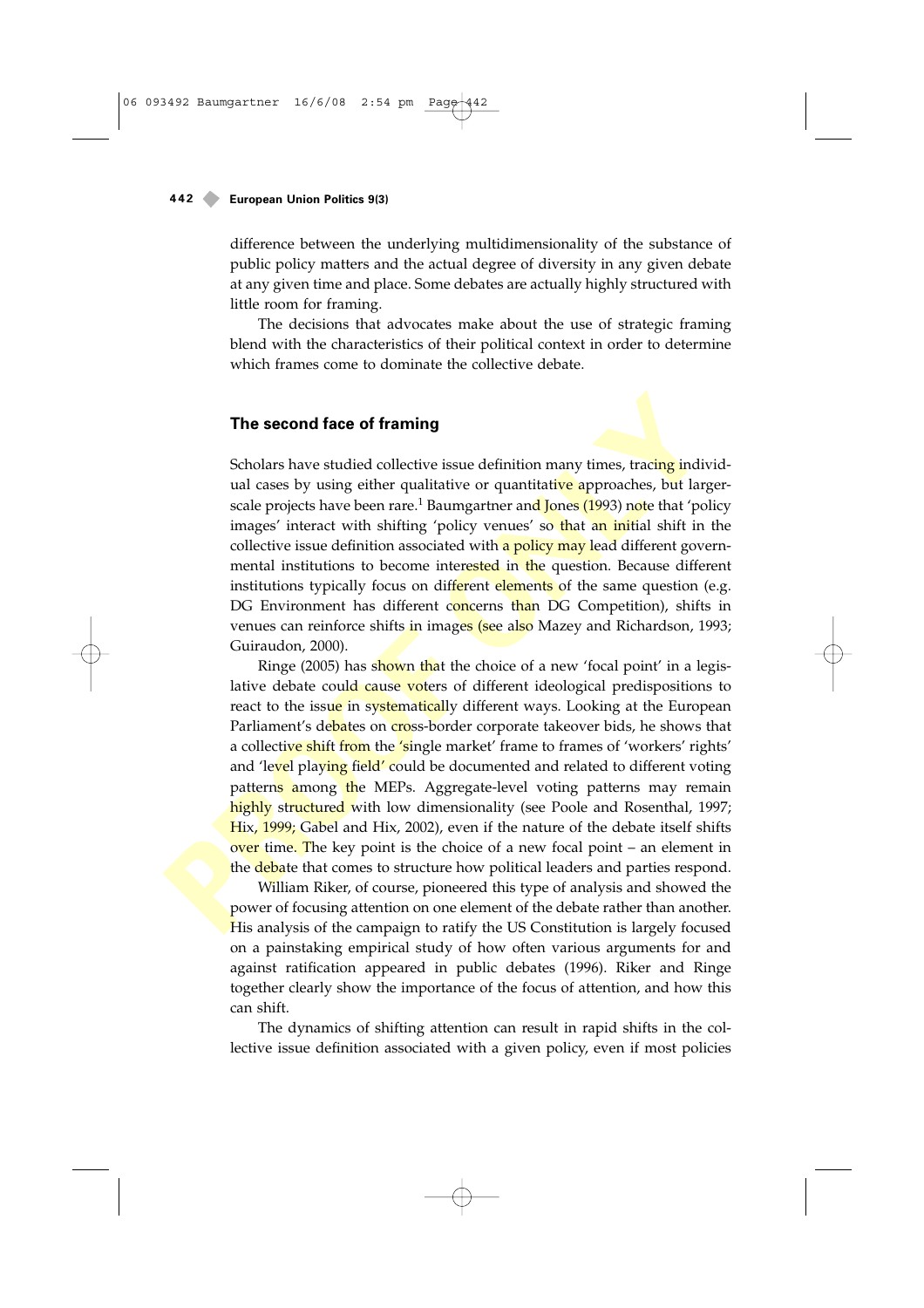difference between the underlying multidimensionality of the substance of public policy matters and the actual degree of diversity in any given debate at any given time and place. Some debates are actually highly structured with little room for framing.

The decisions that advocates make about the use of strategic framing blend with the characteristics of their political context in order to determine which frames come to dominate the collective debate.

## The second face of framing

Scholars have studied collective issue definition many times, tracing individual cases by using either qualitative or quantitative approaches, but larger-scale projects have been rare.[1] Baumgartner and Jones (1993) note that 'policy images' interact with shifting 'policy venues' so that an initial shift in the collective issue definition associated with a policy may lead different governmental institutions to become interested in the question. Because different institutions typically focus on different elements of the same question (e.g. DG Environment has different concerns than DG Competition), shifts in venues can reinforce shifts in images (see also Mazey and Richardson, 1993; Guiraudon, 2000).

Ringe (2005) has shown that the choice of a new 'focal point' in a legislative debate could cause voters of different ideological predispositions to react to the issue in systematically different ways. Looking at the European Parliament's debates on cross-border corporate takeover bids, he shows that a collective shift from the 'single market' frame to frames of 'workers' rights' and 'level playing field' could be documented and related to different voting patterns among the MEPs. Aggregate-level voting patterns may remain highly structured with low dimensionality (see Poole and Rosenthal, 1997; Hix, 1999; Gabel and Hix, 2002), even if the nature of the debate itself shifts over time. The key point is the choice of a new focal point – an element in the debate that comes to structure how political leaders and parties respond.

William Riker, of course, pioneered this type of analysis and showed the power of focusing attention on one element of the debate rather than another. His analysis of the campaign to ratify the US Constitution is largely focused on a painstaking empirical study of how often various arguments for and against ratification appeared in public debates (1996). Riker and Ringe together clearly show the importance of the focus of attention, and how this can shift.

The dynamics of shifting attention can result in rapid shifts in the collective issue definition associated with a given policy, even if most policies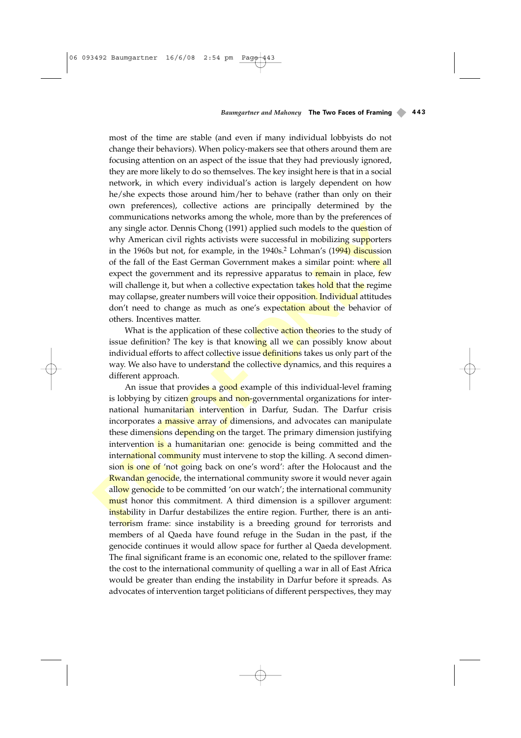most of the time are stable (and even if many individual lobbyists do not change their behaviors). When policy-makers see that others around them are focusing attention on an aspect of the issue that they had previously ignored, they are more likely to do so themselves. The key insight here is that in a social network, in which every individual's action is largely dependent on how he/she expects those around him/her to behave (rather than only on their own preferences), collective actions are principally determined by the communications networks among the whole, more than by the preferences of any single actor. Dennis Chong (1991) applied such models to the question of why American civil rights activists were successful in mobilizing supporters in the 1960s but not, for example, in the 1940s.[2] Lohman's (1994) discussion of the fall of the East German Government makes a similar point: where all expect the government and its repressive apparatus to remain in place, few will challenge it, but when a collective expectation takes hold that the regime may collapse, greater numbers will voice their opposition. Individual attitudes don't need to change as much as one's expectation about the behavior of others. Incentives matter.

What is the application of these collective action theories to the study of issue definition? The key is that knowing all we can possibly know about individual efforts to affect collective issue definitions takes us only part of the way. We also have to understand the collective dynamics, and this requires a different approach.

An issue that provides a good example of this individual-level framing is lobbying by citizen groups and non-governmental organizations for international humanitarian intervention in Darfur, Sudan. The Darfur crisis incorporates a massive array of dimensions, and advocates can manipulate these dimensions depending on the target. The primary dimension justifying intervention is a humanitarian one: genocide is being committed and the international community must intervene to stop the killing. A second dimension is one of 'not going back on one's word': after the Holocaust and the Rwandan genocide, the international community swore it would never again allow genocide to be committed 'on our watch'; the international community must honor this commitment. A third dimension is a spillover argument: instability in Darfur destabilizes the entire region. Further, there is an anti-terrorism frame: since instability is a breeding ground for terrorists and members of al Qaeda have found refuge in the Sudan in the past, if the genocide continues it would allow space for further al Qaeda development. The final significant frame is an economic one, related to the spillover frame: the cost to the international community of quelling a war in all of East Africa would be greater than ending the instability in Darfur before it spreads. As advocates of intervention target politicians of different perspectives, they may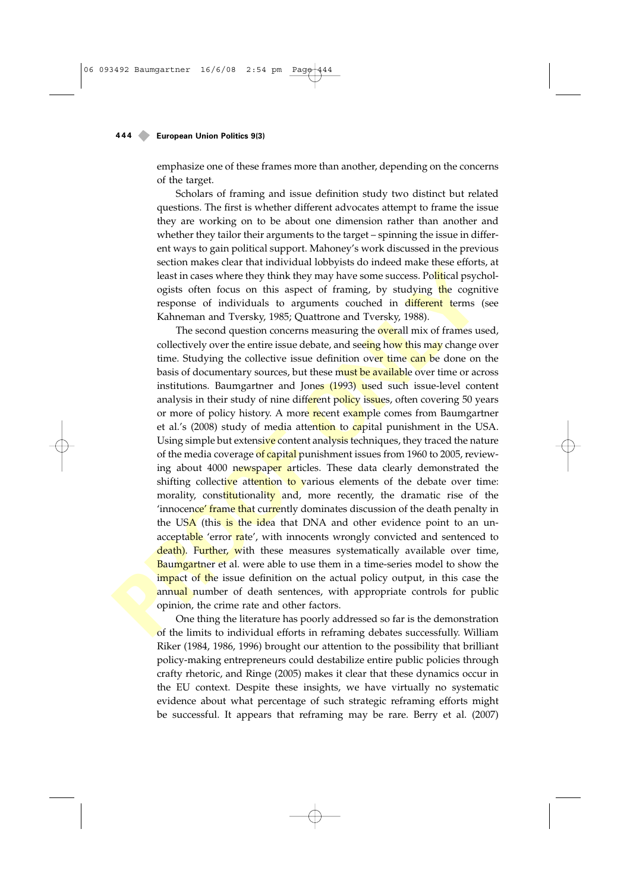emphasize one of these frames more than another, depending on the concerns of the target.

Scholars of framing and issue definition study two distinct but related questions. The first is whether different advocates attempt to frame the issue they are working on to be about one dimension rather than another and whether they tailor their arguments to the target – spinning the issue in different ways to gain political support. Mahoney's work discussed in the previous section makes clear that individual lobbyists do indeed make these efforts, at least in cases where they think they may have some success. Political psychologists often focus on this aspect of framing, by studying the cognitive response of individuals to arguments couched in different terms (see Kahneman and Tversky, 1985; Quattrone and Tversky, 1988).

The second question concerns measuring the overall mix of frames used, collectively over the entire issue debate, and seeing how this may change over time. Studying the collective issue definition over time can be done on the basis of documentary sources, but these must be available over time or across institutions. Baumgartner and Jones (1993) used such issue-level content analysis in their study of nine different policy issues, often covering 50 years or more of policy history. A more recent example comes from Baumgartner et al.'s (2008) study of media attention to capital punishment in the USA. Using simple but extensive content analysis techniques, they traced the nature of the media coverage of capital punishment issues from 1960 to 2005, reviewing about 4000 newspaper articles. These data clearly demonstrated the shifting collective attention to various elements of the debate over time: morality, constitutionality and, more recently, the dramatic rise of the 'innocence' frame that currently dominates discussion of the death penalty in the USA (this is the idea that DNA and other evidence point to an unacceptable 'error rate', with innocents wrongly convicted and sentenced to death). Further, with these measures systematically available over time, Baumgartner et al. were able to use them in a time-series model to show the impact of the issue definition on the actual policy output, in this case the annual number of death sentences, with appropriate controls for public opinion, the crime rate and other factors.

One thing the literature has poorly addressed so far is the demonstration of the limits to individual efforts in reframing debates successfully. William Riker (1984, 1986, 1996) brought our attention to the possibility that brilliant policy-making entrepreneurs could destabilize entire public policies through crafty rhetoric, and Ringe (2005) makes it clear that these dynamics occur in the EU context. Despite these insights, we have virtually no systematic evidence about what percentage of such strategic reframing efforts might be successful. It appears that reframing may be rare. Berry et al. (2007)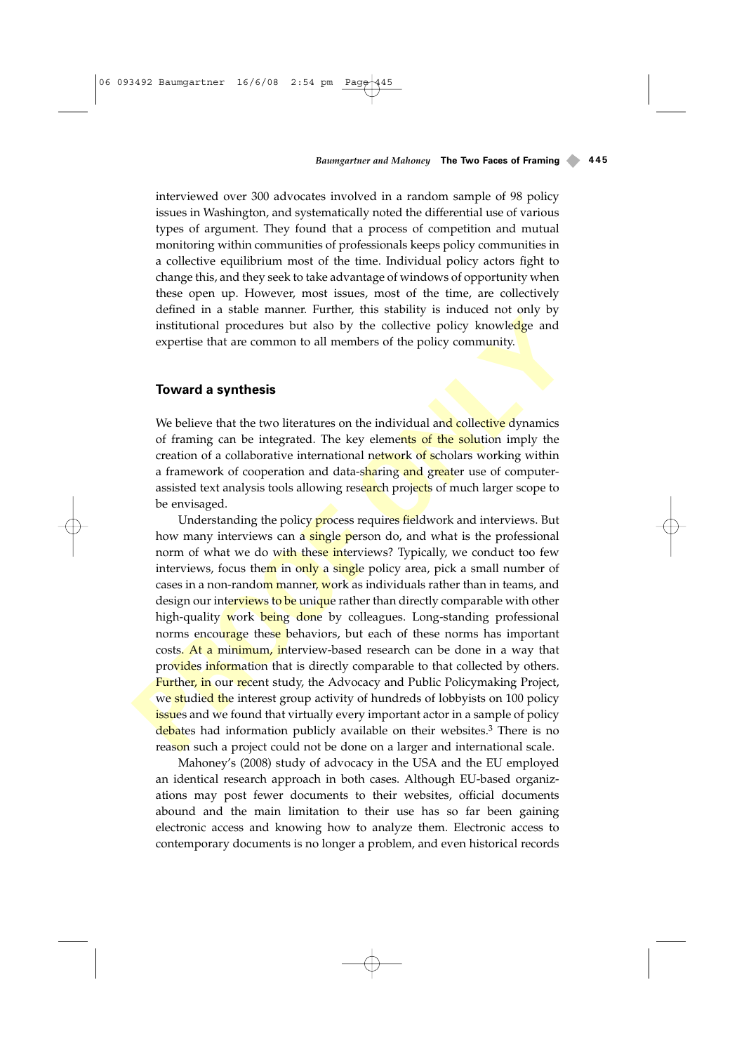interviewed over 300 advocates involved in a random sample of 98 policy issues in Washington, and systematically noted the differential use of various types of argument. They found that a process of competition and mutual monitoring within communities of professionals keeps policy communities in a collective equilibrium most of the time. Individual policy actors fight to change this, and they seek to take advantage of windows of opportunity when these open up. However, most issues, most of the time, are collectively defined in a stable manner. Further, this stability is induced not only by institutional procedures but also by the collective policy knowledge and expertise that are common to all members of the policy community.

## Toward a synthesis

We believe that the two literatures on the individual and collective dynamics of framing can be integrated. The key elements of the solution imply the creation of a collaborative international network of scholars working within a framework of cooperation and data-sharing and greater use of computer-assisted text analysis tools allowing research projects of much larger scope to be envisaged.

Understanding the policy process requires fieldwork and interviews. But how many interviews can a single person do, and what is the professional norm of what we do with these interviews? Typically, we conduct too few interviews, focus them in only a single policy area, pick a small number of cases in a non-random manner, work as individuals rather than in teams, and design our interviews to be unique rather than directly comparable with other high-quality work being done by colleagues. Long-standing professional norms encourage these behaviors, but each of these norms has important costs. At a minimum, interview-based research can be done in a way that provides information that is directly comparable to that collected by others. Further, in our recent study, the Advocacy and Public Policymaking Project, we studied the interest group activity of hundreds of lobbyists on 100 policy issues and we found that virtually every important actor in a sample of policy debates had information publicly available on their websites.[3] There is no reason such a project could not be done on a larger and international scale.

Mahoney's (2008) study of advocacy in the USA and the EU employed an identical research approach in both cases. Although EU-based organizations may post fewer documents to their websites, official documents abound and the main limitation to their use has so far been gaining electronic access and knowing how to analyze them. Electronic access to contemporary documents is no longer a problem, and even historical records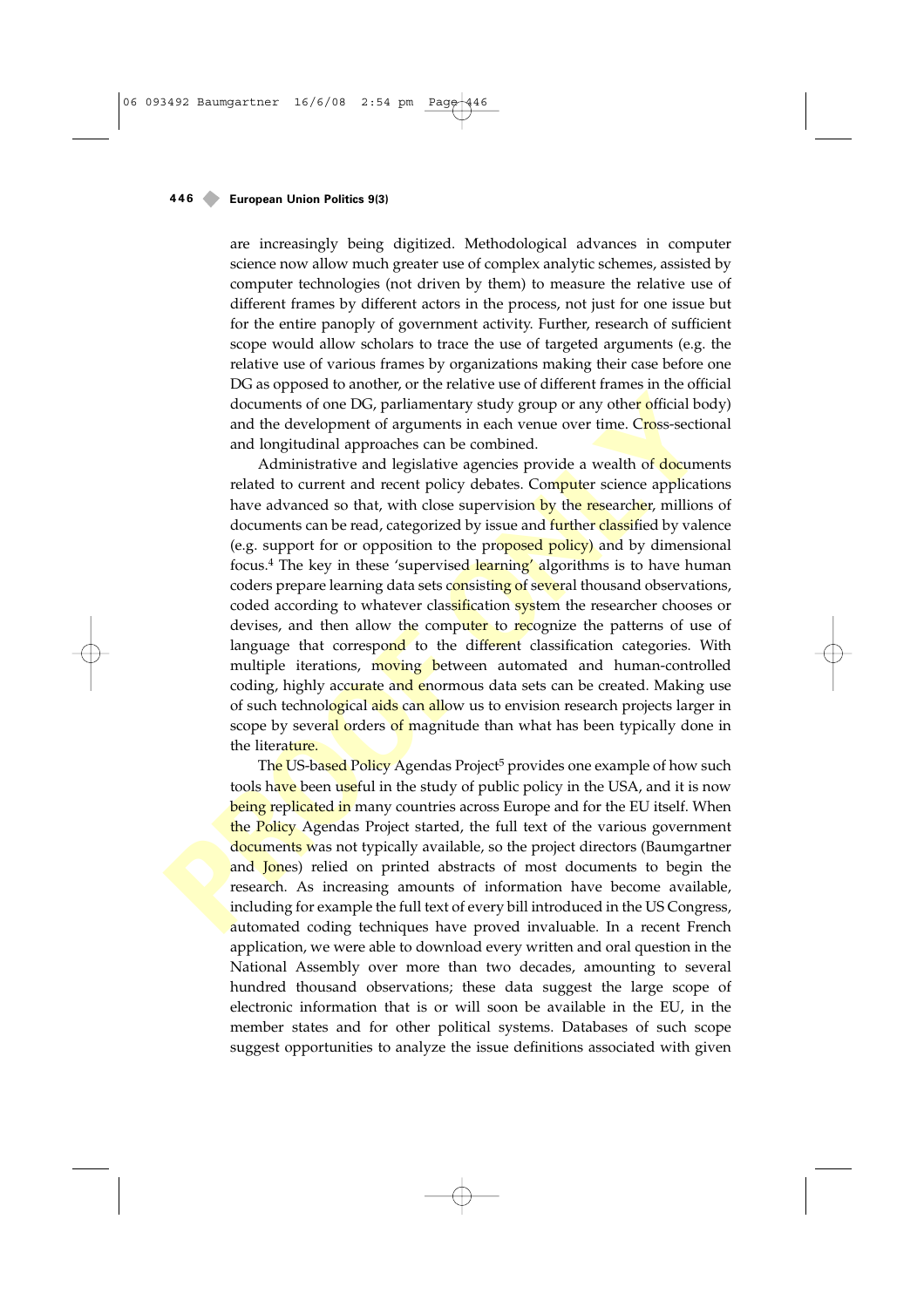are increasingly being digitized. Methodological advances in computer science now allow much greater use of complex analytic schemes, assisted by computer technologies (not driven by them) to measure the relative use of different frames by different actors in the process, not just for one issue but for the entire panoply of government activity. Further, research of sufficient scope would allow scholars to trace the use of targeted arguments (e.g. the relative use of various frames by organizations making their case before one DG as opposed to another, or the relative use of different frames in the official documents of one DG, parliamentary study group or any other official body) and the development of arguments in each venue over time. Cross-sectional and longitudinal approaches can be combined.

Administrative and legislative agencies provide a wealth of documents related to current and recent policy debates. Computer science applications have advanced so that, with close supervision by the researcher, millions of documents can be read, categorized by issue and further classified by valence (e.g. support for or opposition to the proposed policy) and by dimensional focus.[4] The key in these 'supervised learning' algorithms is to have human coders prepare learning data sets consisting of several thousand observations, coded according to whatever classification system the researcher chooses or devises, and then allow the computer to recognize the patterns of use of language that correspond to the different classification categories. With multiple iterations, moving between automated and human-controlled coding, highly accurate and enormous data sets can be created. Making use of such technological aids can allow us to envision research projects larger in scope by several orders of magnitude than what has been typically done in the literature.

The US-based Policy Agendas Project[5] provides one example of how such tools have been useful in the study of public policy in the USA, and it is now being replicated in many countries across Europe and for the EU itself. When the Policy Agendas Project started, the full text of the various government documents was not typically available, so the project directors (Baumgartner and Jones) relied on printed abstracts of most documents to begin the research. As increasing amounts of information have become available, including for example the full text of every bill introduced in the US Congress, automated coding techniques have proved invaluable. In a recent French application, we were able to download every written and oral question in the National Assembly over more than two decades, amounting to several hundred thousand observations; these data suggest the large scope of electronic information that is or will soon be available in the EU, in the member states and for other political systems. Databases of such scope suggest opportunities to analyze the issue definitions associated with given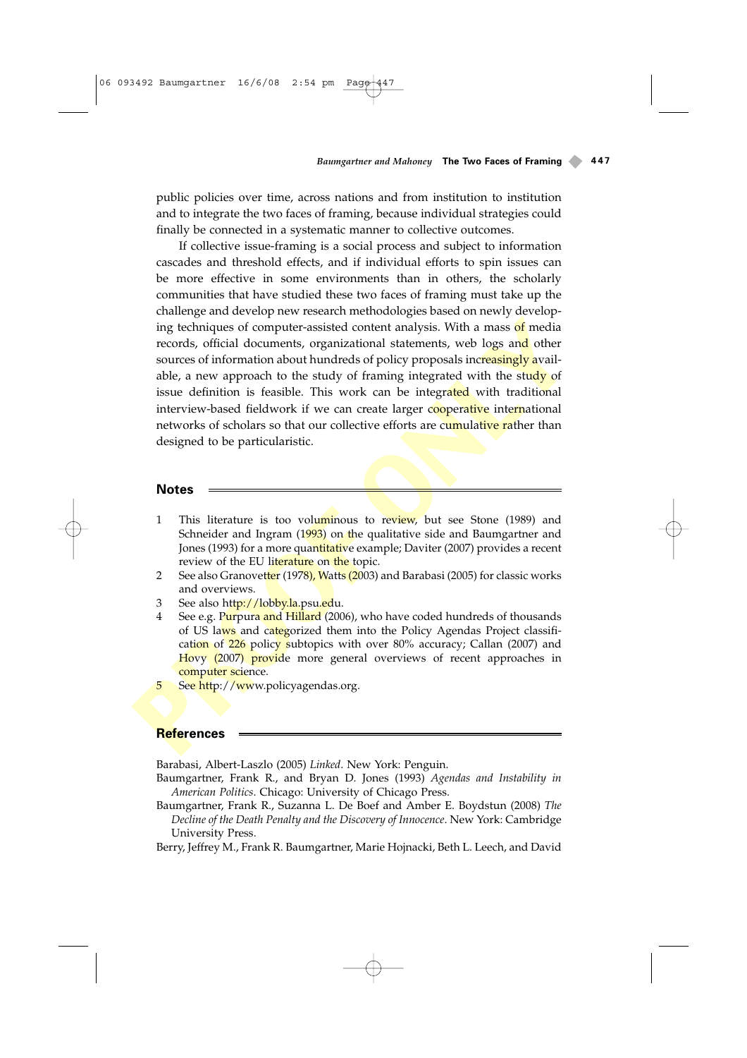public policies over time, across nations and from institution to institution and to integrate the two faces of framing, because individual strategies could finally be connected in a systematic manner to collective outcomes.

If collective issue-framing is a social process and subject to information cascades and threshold effects, and if individual efforts to spin issues can be more effective in some environments than in others, the scholarly communities that have studied these two faces of framing must take up the challenge and develop new research methodologies based on newly developing techniques of computer-assisted content analysis. With a mass of media records, official documents, organizational statements, web logs and other sources of information about hundreds of policy proposals increasingly available, a new approach to the study of framing integrated with the study of issue definition is feasible. This work can be integrated with traditional interview-based fieldwork if we can create larger cooperative international networks of scholars so that our collective efforts are cumulative rather than designed to be particularistic.

## Notes

1. This literature is too voluminous to review, but see Stone (1989) and Schneider and Ingram (1993) on the qualitative side and Baumgartner and Jones (1993) for a more quantitative example; Daviter (2007) provides a recent review of the EU literature on the topic.
2. See also Granovetter (1978), Watts (2003) and Barabasi (2005) for classic works and overviews.
3. See also http://lobby.la.psu.edu.
4. See e.g. Purpura and Hillard (2006), who have coded hundreds of thousands of US laws and categorized them into the Policy Agendas Project classification of 226 policy subtopics with over 80% accuracy; Callan (2007) and Hovy (2007) provide more general overviews of recent approaches in computer science.
5. See http://www.policyagendas.org.

## References

Barabasi, Albert-Laszlo (2005) *Linked*. New York: Penguin.

Baumgartner, Frank R., and Bryan D. Jones (1993) *Agendas and Instability in American Politics*. Chicago: University of Chicago Press.

Baumgartner, Frank R., Suzanna L. De Boef and Amber E. Boydstun (2008) *The Decline of the Death Penalty and the Discovery of Innocence*. New York: Cambridge University Press.

Berry, Jeffrey M., Frank R. Baumgartner, Marie Hojnacki, Beth L. Leech, and David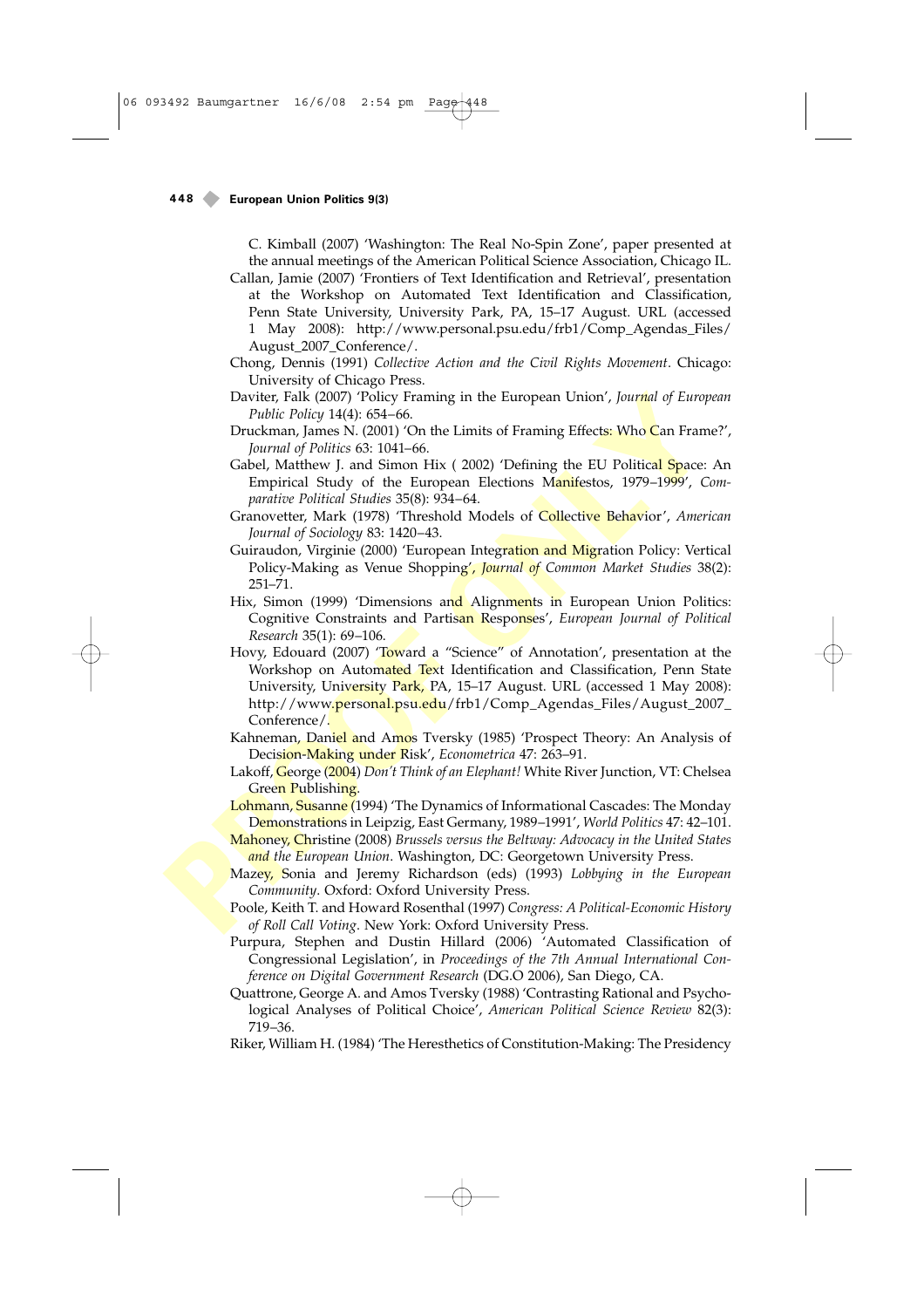C. Kimball (2007) 'Washington: The Real No-Spin Zone', paper presented at the annual meetings of the American Political Science Association, Chicago IL.

Callan, Jamie (2007) 'Frontiers of Text Identification and Retrieval', presentation at the Workshop on Automated Text Identification and Classification, Penn State University, University Park, PA, 15–17 August. URL (accessed 1 May 2008): http://www.personal.psu.edu/frb1/Comp_Agendas_Files/August_2007_Conference/.

Chong, Dennis (1991) *Collective Action and the Civil Rights Movement*. Chicago: University of Chicago Press.

Daviter, Falk (2007) 'Policy Framing in the European Union', *Journal of European Public Policy* 14(4): 654–66.

Druckman, James N. (2001) 'On the Limits of Framing Effects: Who Can Frame?', *Journal of Politics* 63: 1041–66.

Gabel, Matthew J. and Simon Hix ( 2002) 'Defining the EU Political Space: An Empirical Study of the European Elections Manifestos, 1979–1999', *Comparative Political Studies* 35(8): 934–64.

Granovetter, Mark (1978) 'Threshold Models of Collective Behavior', *American Journal of Sociology* 83: 1420–43.

Guiraudon, Virginie (2000) 'European Integration and Migration Policy: Vertical Policy-Making as Venue Shopping', *Journal of Common Market Studies* 38(2): 251–71.

Hix, Simon (1999) 'Dimensions and Alignments in European Union Politics: Cognitive Constraints and Partisan Responses', *European Journal of Political Research* 35(1): 69–106.

Hovy, Edouard (2007) 'Toward a "Science" of Annotation', presentation at the Workshop on Automated Text Identification and Classification, Penn State University, University Park, PA, 15–17 August. URL (accessed 1 May 2008): http://www.personal.psu.edu/frb1/Comp_Agendas_Files/August_2007_Conference/.

Kahneman, Daniel and Amos Tversky (1985) 'Prospect Theory: An Analysis of Decision-Making under Risk', *Econometrica* 47: 263–91.

Lakoff, George (2004) *Don't Think of an Elephant!* White River Junction, VT: Chelsea Green Publishing.

Lohmann, Susanne (1994) 'The Dynamics of Informational Cascades: The Monday Demonstrations in Leipzig, East Germany, 1989–1991', *World Politics* 47: 42–101.

Mahoney, Christine (2008) *Brussels versus the Beltway: Advocacy in the United States and the European Union*. Washington, DC: Georgetown University Press.

Mazey, Sonia and Jeremy Richardson (eds) (1993) *Lobbying in the European Community*. Oxford: Oxford University Press.

Poole, Keith T. and Howard Rosenthal (1997) *Congress: A Political-Economic History of Roll Call Voting*. New York: Oxford University Press.

Purpura, Stephen and Dustin Hillard (2006) 'Automated Classification of Congressional Legislation', in *Proceedings of the 7th Annual International Conference on Digital Government Research* (DG.O 2006), San Diego, CA.

Quattrone, George A. and Amos Tversky (1988) 'Contrasting Rational and Psychological Analyses of Political Choice', *American Political Science Review* 82(3): 719–36.

Riker, William H. (1984) 'The Heresthetics of Constitution-Making: The Presidency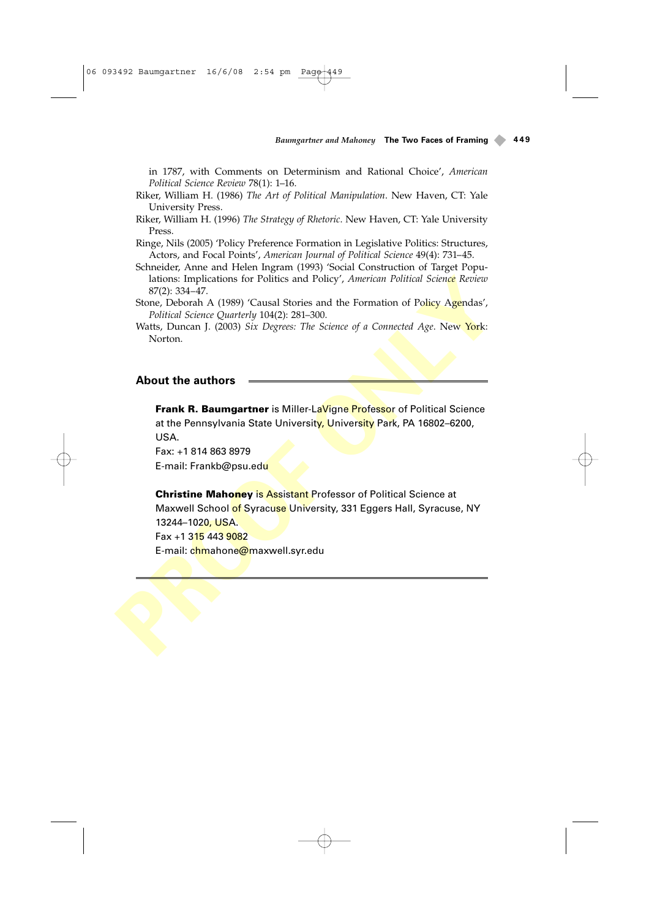in 1787, with Comments on Determinism and Rational Choice', *American Political Science Review* 78(1): 1–16.

Riker, William H. (1986) *The Art of Political Manipulation*. New Haven, CT: Yale University Press.

Riker, William H. (1996) *The Strategy of Rhetoric*. New Haven, CT: Yale University Press.

Ringe, Nils (2005) 'Policy Preference Formation in Legislative Politics: Structures, Actors, and Focal Points', *American Journal of Political Science* 49(4): 731–45.

Schneider, Anne and Helen Ingram (1993) 'Social Construction of Target Populations: Implications for Politics and Policy', *American Political Science Review* 87(2): 334–47.

Stone, Deborah A (1989) 'Causal Stories and the Formation of Policy Agendas', *Political Science Quarterly* 104(2): 281–300.

Watts, Duncan J. (2003) *Six Degrees: The Science of a Connected Age*. New York: Norton.

## About the authors

**Frank R. Baumgartner** is Miller-LaVigne Professor of Political Science at the Pennsylvania State University, University Park, PA 16802–6200, USA.
Fax: +1 814 863 8979
E-mail: Frankb@psu.edu

**Christine Mahoney** is Assistant Professor of Political Science at Maxwell School of Syracuse University, 331 Eggers Hall, Syracuse, NY 13244–1020, USA.
Fax +1 315 443 9082
E-mail: chmahone@maxwell.syr.edu